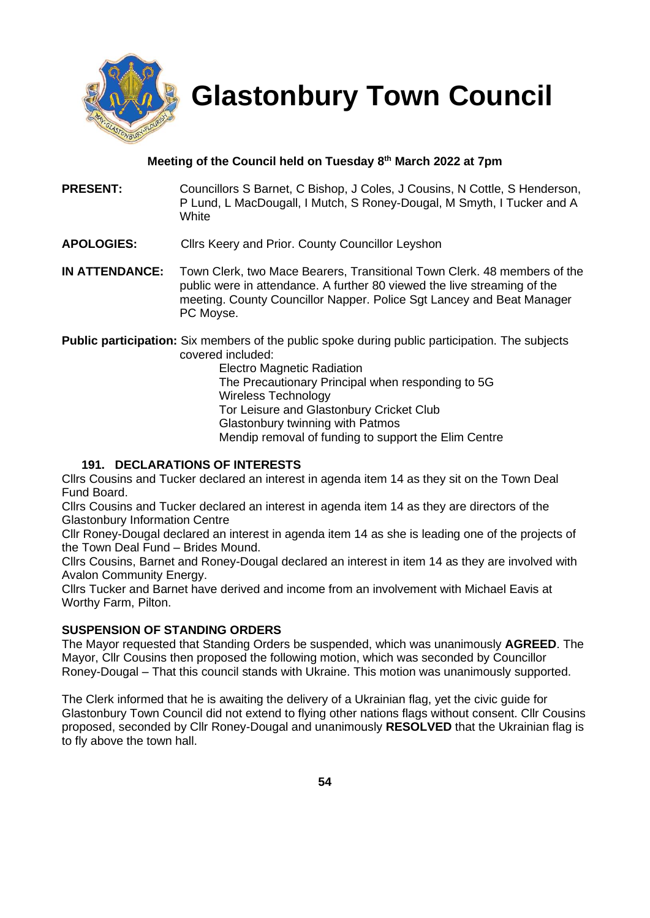# Glastonbury Town Council

**Meeting of the Council held on Tuesday 8th March 2022 at 7pm**

**PRESENT:** Councillors S Barnet, C Bishop, J Coles, J Cousins, N Cottle, S Henderson, P Lund, L MacDougall, I Mutch, S Roney-Dougal, M Smyth, I Tucker and A White

**APOLOGIES:** Cllrs Keery and Prior. County Councillor Leyshon

**IN ATTENDANCE:** Town Clerk, two Mace Bearers, Transitional Town Clerk. 48 members of the public were in attendance. A further 80 viewed the live streaming of the meeting. County Councillor Napper. Police Sgt Lancey and Beat Manager PC Moyse.

**Public participation:** Six members of the public spoke during public participation. The subjects covered included:

- Electro Magnetic Radiation
- The Precautionary Principal when responding to 5G
- Wireless Technology
- Tor Leisure and Glastonbury Cricket Club
- Glastonbury twinning with Patmos
- Mendip removal of funding to support the Elim Centre

### 191. DECLARATIONS OF INTERESTS

Cllrs Cousins and Tucker declared an interest in agenda item 14 as they sit on the Town Deal Fund Board.

Cllrs Cousins and Tucker declared an interest in agenda item 14 as they are directors of the Glastonbury Information Centre

Cllr Roney-Dougal declared an interest in agenda item 14 as she is leading one of the projects of the Town Deal Fund – Brides Mound.

Cllrs Cousins, Barnet and Roney-Dougal declared an interest in item 14 as they are involved with Avalon Community Energy.

Cllrs Tucker and Barnet have derived and income from an involvement with Michael Eavis at Worthy Farm, Pilton.

### SUSPENSION OF STANDING ORDERS

The Mayor requested that Standing Orders be suspended, which was unanimously **AGREED**. The Mayor, Cllr Cousins then proposed the following motion, which was seconded by Councillor Roney-Dougal – That this council stands with Ukraine. This motion was unanimously supported.

The Clerk informed that he is awaiting the delivery of a Ukrainian flag, yet the civic guide for Glastonbury Town Council did not extend to flying other nations flags without consent. Cllr Cousins proposed, seconded by Cllr Roney-Dougal and unanimously **RESOLVED** that the Ukrainian flag is to fly above the town hall.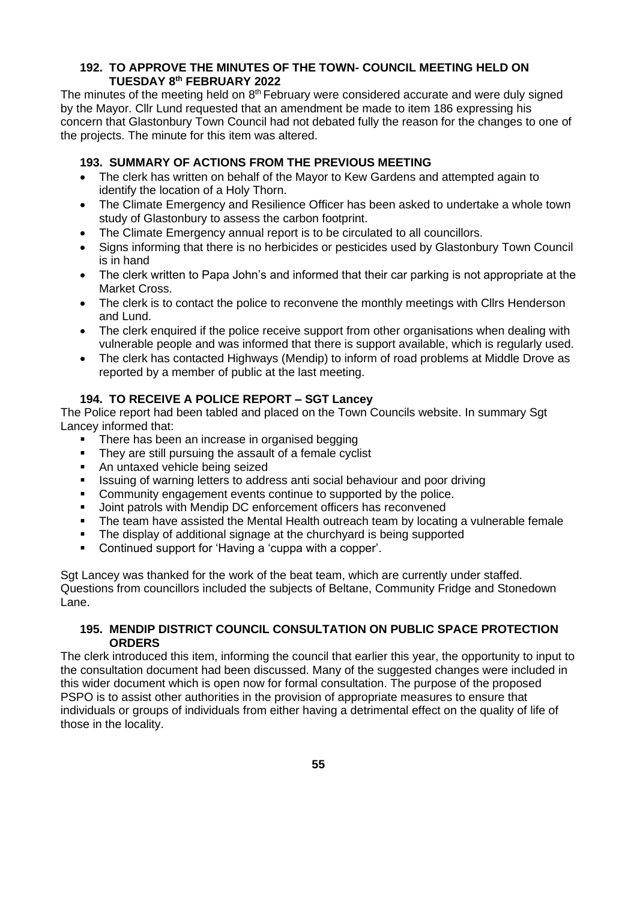## 192. TO APPROVE THE MINUTES OF THE TOWN- COUNCIL MEETING HELD ON TUESDAY 8th FEBRUARY 2022

The minutes of the meeting held on 8th February were considered accurate and were duly signed by the Mayor. Cllr Lund requested that an amendment be made to item 186 expressing his concern that Glastonbury Town Council had not debated fully the reason for the changes to one of the projects. The minute for this item was altered.

## 193. SUMMARY OF ACTIONS FROM THE PREVIOUS MEETING

- The clerk has written on behalf of the Mayor to Kew Gardens and attempted again to identify the location of a Holy Thorn.
- The Climate Emergency and Resilience Officer has been asked to undertake a whole town study of Glastonbury to assess the carbon footprint.
- The Climate Emergency annual report is to be circulated to all councillors.
- Signs informing that there is no herbicides or pesticides used by Glastonbury Town Council is in hand
- The clerk written to Papa John's and informed that their car parking is not appropriate at the Market Cross.
- The clerk is to contact the police to reconvene the monthly meetings with Cllrs Henderson and Lund.
- The clerk enquired if the police receive support from other organisations when dealing with vulnerable people and was informed that there is support available, which is regularly used.
- The clerk has contacted Highways (Mendip) to inform of road problems at Middle Drove as reported by a member of public at the last meeting.

## 194. TO RECEIVE A POLICE REPORT – SGT Lancey

The Police report had been tabled and placed on the Town Councils website. In summary Sgt Lancey informed that:

- There has been an increase in organised begging
- They are still pursuing the assault of a female cyclist
- An untaxed vehicle being seized
- Issuing of warning letters to address anti social behaviour and poor driving
- Community engagement events continue to supported by the police.
- Joint patrols with Mendip DC enforcement officers has reconvened
- The team have assisted the Mental Health outreach team by locating a vulnerable female
- The display of additional signage at the churchyard is being supported
- Continued support for 'Having a 'cuppa with a copper'.

Sgt Lancey was thanked for the work of the beat team, which are currently under staffed. Questions from councillors included the subjects of Beltane, Community Fridge and Stonedown Lane.

## 195. MENDIP DISTRICT COUNCIL CONSULTATION ON PUBLIC SPACE PROTECTION ORDERS

The clerk introduced this item, informing the council that earlier this year, the opportunity to input to the consultation document had been discussed. Many of the suggested changes were included in this wider document which is open now for formal consultation. The purpose of the proposed PSPO is to assist other authorities in the provision of appropriate measures to ensure that individuals or groups of individuals from either having a detrimental effect on the quality of life of those in the locality.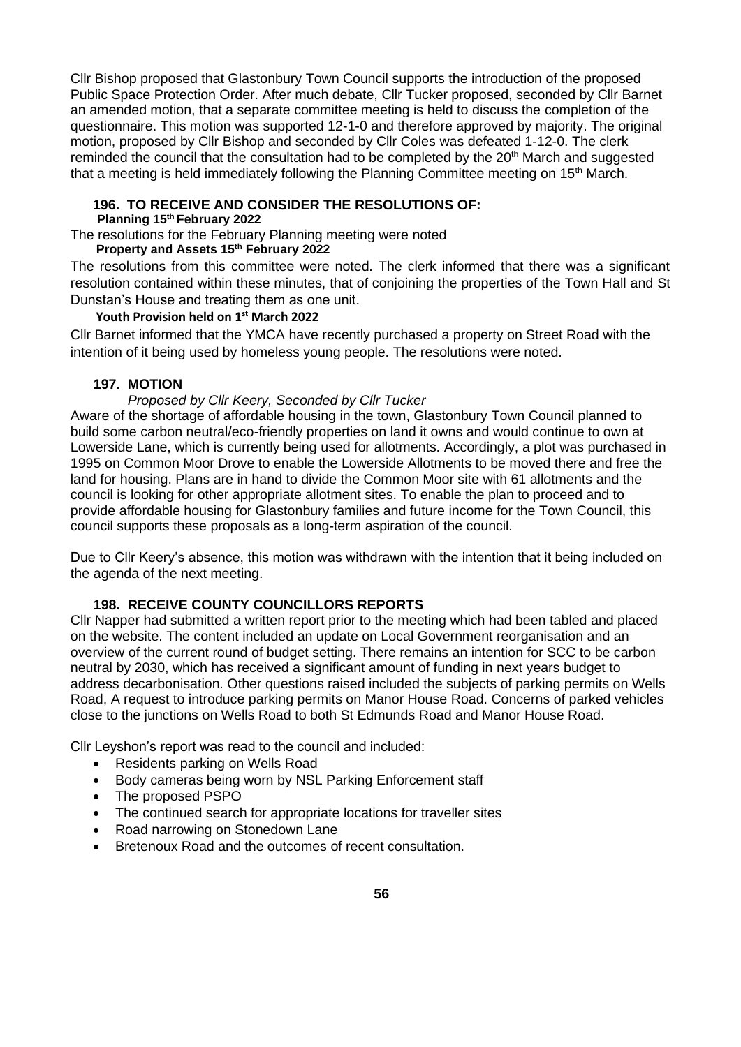Cllr Bishop proposed that Glastonbury Town Council supports the introduction of the proposed Public Space Protection Order. After much debate, Cllr Tucker proposed, seconded by Cllr Barnet an amended motion, that a separate committee meeting is held to discuss the completion of the questionnaire. This motion was supported 12-1-0 and therefore approved by majority. The original motion, proposed by Cllr Bishop and seconded by Cllr Coles was defeated 1-12-0. The clerk reminded the council that the consultation had to be completed by the 20th March and suggested that a meeting is held immediately following the Planning Committee meeting on 15th March.

### 196. TO RECEIVE AND CONSIDER THE RESOLUTIONS OF:

**Planning 15th February 2022**

The resolutions for the February Planning meeting were noted

**Property and Assets 15th February 2022**

The resolutions from this committee were noted. The clerk informed that there was a significant resolution contained within these minutes, that of conjoining the properties of the Town Hall and St Dunstan's House and treating them as one unit.

**Youth Provision held on 1st March 2022**

Cllr Barnet informed that the YMCA have recently purchased a property on Street Road with the intention of it being used by homeless young people. The resolutions were noted.

### 197. MOTION

*Proposed by Cllr Keery, Seconded by Cllr Tucker*

Aware of the shortage of affordable housing in the town, Glastonbury Town Council planned to build some carbon neutral/eco-friendly properties on land it owns and would continue to own at Lowerside Lane, which is currently being used for allotments. Accordingly, a plot was purchased in 1995 on Common Moor Drove to enable the Lowerside Allotments to be moved there and free the land for housing. Plans are in hand to divide the Common Moor site with 61 allotments and the council is looking for other appropriate allotment sites. To enable the plan to proceed and to provide affordable housing for Glastonbury families and future income for the Town Council, this council supports these proposals as a long-term aspiration of the council.

Due to Cllr Keery's absence, this motion was withdrawn with the intention that it being included on the agenda of the next meeting.

### 198. RECEIVE COUNTY COUNCILLORS REPORTS

Cllr Napper had submitted a written report prior to the meeting which had been tabled and placed on the website. The content included an update on Local Government reorganisation and an overview of the current round of budget setting. There remains an intention for SCC to be carbon neutral by 2030, which has received a significant amount of funding in next years budget to address decarbonisation. Other questions raised included the subjects of parking permits on Wells Road, A request to introduce parking permits on Manor House Road. Concerns of parked vehicles close to the junctions on Wells Road to both St Edmunds Road and Manor House Road.

Cllr Leyshon's report was read to the council and included:

- Residents parking on Wells Road
- Body cameras being worn by NSL Parking Enforcement staff
- The proposed PSPO
- The continued search for appropriate locations for traveller sites
- Road narrowing on Stonedown Lane
- Bretenoux Road and the outcomes of recent consultation.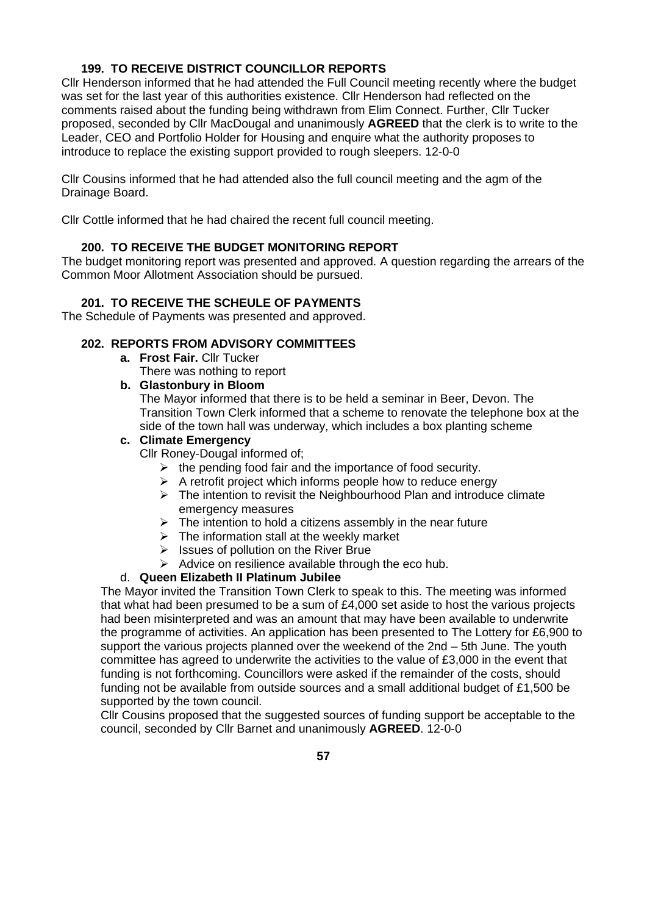### 199. TO RECEIVE DISTRICT COUNCILLOR REPORTS

Cllr Henderson informed that he had attended the Full Council meeting recently where the budget was set for the last year of this authorities existence. Cllr Henderson had reflected on the comments raised about the funding being withdrawn from Elim Connect. Further, Cllr Tucker proposed, seconded by Cllr MacDougal and unanimously **AGREED** that the clerk is to write to the Leader, CEO and Portfolio Holder for Housing and enquire what the authority proposes to introduce to replace the existing support provided to rough sleepers. 12-0-0

Cllr Cousins informed that he had attended also the full council meeting and the agm of the Drainage Board.

Cllr Cottle informed that he had chaired the recent full council meeting.

### 200. TO RECEIVE THE BUDGET MONITORING REPORT

The budget monitoring report was presented and approved. A question regarding the arrears of the Common Moor Allotment Association should be pursued.

### 201. TO RECEIVE THE SCHEULE OF PAYMENTS

The Schedule of Payments was presented and approved.

### 202. REPORTS FROM ADVISORY COMMITTEES

**a. Frost Fair.** Cllr Tucker

There was nothing to report

**b. Glastonbury in Bloom**

The Mayor informed that there is to be held a seminar in Beer, Devon. The Transition Town Clerk informed that a scheme to renovate the telephone box at the side of the town hall was underway, which includes a box planting scheme

**c. Climate Emergency**

Cllr Roney-Dougal informed of;

- the pending food fair and the importance of food security.
- A retrofit project which informs people how to reduce energy
- The intention to revisit the Neighbourhood Plan and introduce climate emergency measures
- The intention to hold a citizens assembly in the near future
- The information stall at the weekly market
- Issues of pollution on the River Brue
- Advice on resilience available through the eco hub.

d. **Queen Elizabeth II Platinum Jubilee**

The Mayor invited the Transition Town Clerk to speak to this. The meeting was informed that what had been presumed to be a sum of £4,000 set aside to host the various projects had been misinterpreted and was an amount that may have been available to underwrite the programme of activities. An application has been presented to The Lottery for £6,900 to support the various projects planned over the weekend of the 2nd – 5th June. The youth committee has agreed to underwrite the activities to the value of £3,000 in the event that funding is not forthcoming. Councillors were asked if the remainder of the costs, should funding not be available from outside sources and a small additional budget of £1,500 be supported by the town council.

Cllr Cousins proposed that the suggested sources of funding support be acceptable to the council, seconded by Cllr Barnet and unanimously **AGREED**. 12-0-0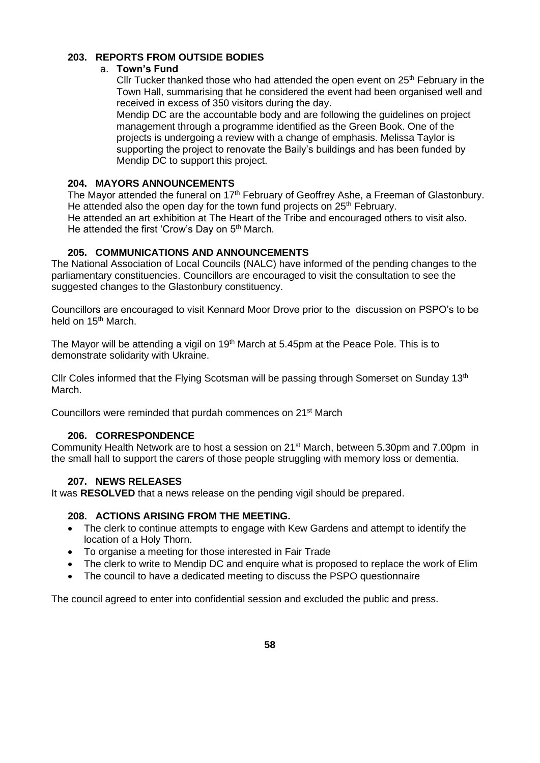### 203. REPORTS FROM OUTSIDE BODIES

a. **Town's Fund**

Cllr Tucker thanked those who had attended the open event on 25th February in the Town Hall, summarising that he considered the event had been organised well and received in excess of 350 visitors during the day.
Mendip DC are the accountable body and are following the guidelines on project management through a programme identified as the Green Book. One of the projects is undergoing a review with a change of emphasis. Melissa Taylor is supporting the project to renovate the Baily's buildings and has been funded by Mendip DC to support this project.

### 204. MAYORS ANNOUNCEMENTS

The Mayor attended the funeral on 17th February of Geoffrey Ashe, a Freeman of Glastonbury.
He attended also the open day for the town fund projects on 25th February.
He attended an art exhibition at The Heart of the Tribe and encouraged others to visit also.
He attended the first 'Crow's Day on 5th March.

### 205. COMMUNICATIONS AND ANNOUNCEMENTS

The National Association of Local Councils (NALC) have informed of the pending changes to the parliamentary constituencies. Councillors are encouraged to visit the consultation to see the suggested changes to the Glastonbury constituency.

Councillors are encouraged to visit Kennard Moor Drove prior to the discussion on PSPO's to be held on 15th March.

The Mayor will be attending a vigil on 19th March at 5.45pm at the Peace Pole. This is to demonstrate solidarity with Ukraine.

Cllr Coles informed that the Flying Scotsman will be passing through Somerset on Sunday 13th March.

Councillors were reminded that purdah commences on 21st March

### 206. CORRESPONDENCE

Community Health Network are to host a session on 21st March, between 5.30pm and 7.00pm in the small hall to support the carers of those people struggling with memory loss or dementia.

### 207. NEWS RELEASES

It was **RESOLVED** that a news release on the pending vigil should be prepared.

### 208. ACTIONS ARISING FROM THE MEETING.

- The clerk to continue attempts to engage with Kew Gardens and attempt to identify the location of a Holy Thorn.
- To organise a meeting for those interested in Fair Trade
- The clerk to write to Mendip DC and enquire what is proposed to replace the work of Elim
- The council to have a dedicated meeting to discuss the PSPO questionnaire

The council agreed to enter into confidential session and excluded the public and press.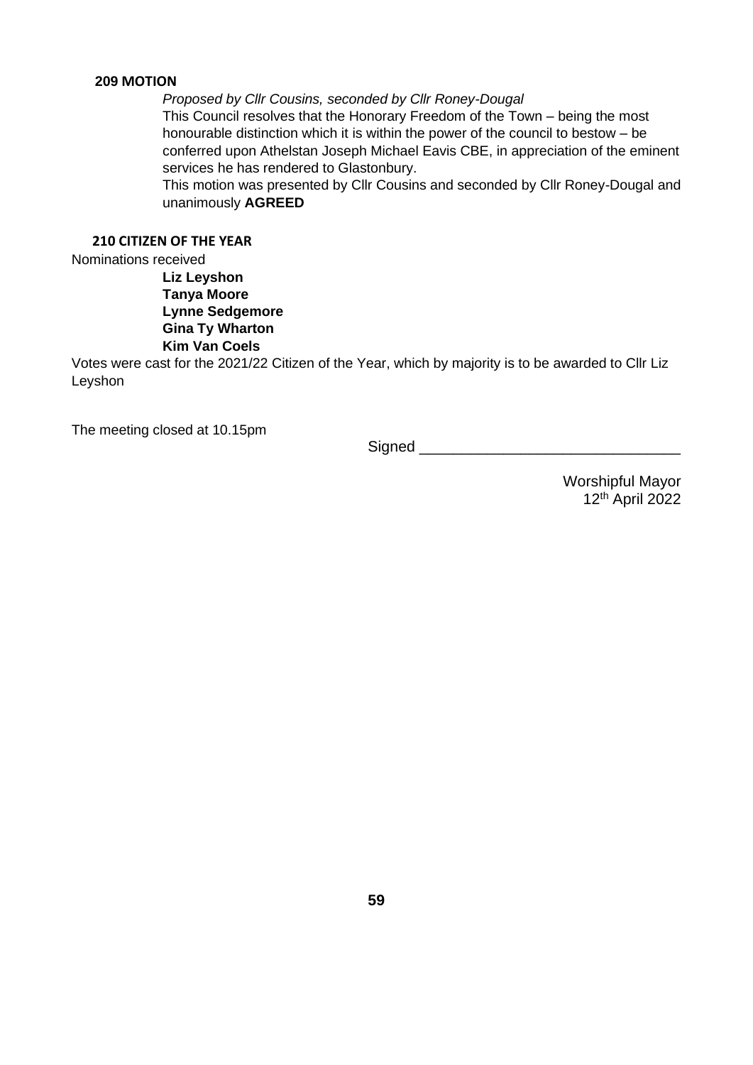**209 MOTION**

*Proposed by Cllr Cousins, seconded by Cllr Roney-Dougal*

This Council resolves that the Honorary Freedom of the Town – being the most honourable distinction which it is within the power of the council to bestow – be conferred upon Athelstan Joseph Michael Eavis CBE, in appreciation of the eminent services he has rendered to Glastonbury.

This motion was presented by Cllr Cousins and seconded by Cllr Roney-Dougal and unanimously **AGREED**

**210 CITIZEN OF THE YEAR**

Nominations received

**Liz Leyshon**
**Tanya Moore**
**Lynne Sedgemore**
**Gina Ty Wharton**
**Kim Van Coels**

Votes were cast for the 2021/22 Citizen of the Year, which by majority is to be awarded to Cllr Liz Leyshon

The meeting closed at 10.15pm

Signed _______________________________

Worshipful Mayor
12th April 2022